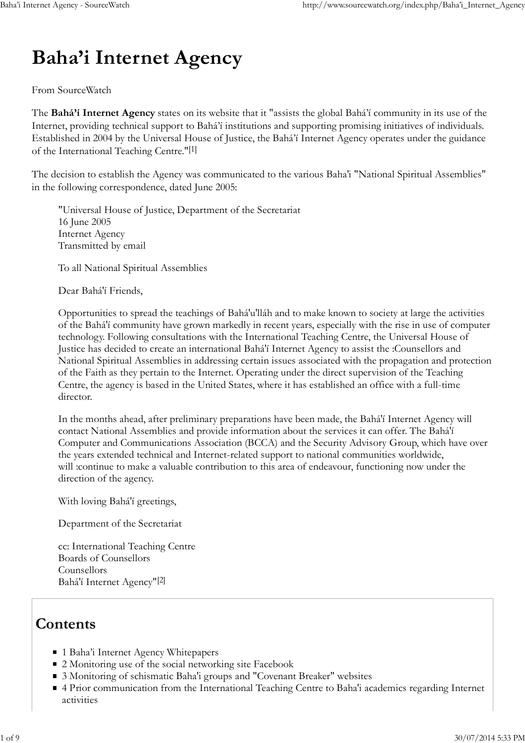# Baha'i Internet Agency

From SourceWatch

The **Bahá'í Internet Agency** states on its website that it "assists the global Bahá'í community in its use of the Internet, providing technical support to Bahá'í institutions and supporting promising initiatives of individuals. Established in 2004 by the Universal House of Justice, the Bahá'í Internet Agency operates under the guidance of the International Teaching Centre."[1]

The decision to establish the Agency was communicated to the various Baha'i "National Spiritual Assemblies" in the following correspondence, dated June 2005:

> "Universal House of Justice, Department of the Secretariat
> 16 June 2005
> Internet Agency
> Transmitted by email
>
> To all National Spiritual Assemblies
>
> Dear Bahá'í Friends,
>
> Opportunities to spread the teachings of Bahá'u'lláh and to make known to society at large the activities of the Bahá'í community have grown markedly in recent years, especially with the rise in use of computer technology. Following consultations with the International Teaching Centre, the Universal House of Justice has decided to create an international Bahá'í Internet Agency to assist the :Counsellors and National Spiritual Assemblies in addressing certain issues associated with the propagation and protection of the Faith as they pertain to the Internet. Operating under the direct supervision of the Teaching Centre, the agency is based in the United States, where it has established an office with a full-time director.
>
> In the months ahead, after preliminary preparations have been made, the Bahá'í Internet Agency will contact National Assemblies and provide information about the services it can offer. The Bahá'í Computer and Communications Association (BCCA) and the Security Advisory Group, which have over the years extended technical and Internet-related support to national communities worldwide, will :continue to make a valuable contribution to this area of endeavour, functioning now under the direction of the agency.
>
> With loving Bahá'í greetings,
>
> Department of the Secretariat
>
> cc: International Teaching Centre
> Boards of Counsellors
> Counsellors
> Bahá'í Internet Agency"[2]

## Contents

- 1 Baha'i Internet Agency Whitepapers
- 2 Monitoring use of the social networking site Facebook
- 3 Monitoring of schismatic Baha'i groups and "Covenant Breaker" websites
- 4 Prior communication from the International Teaching Centre to Baha'i academics regarding Internet activities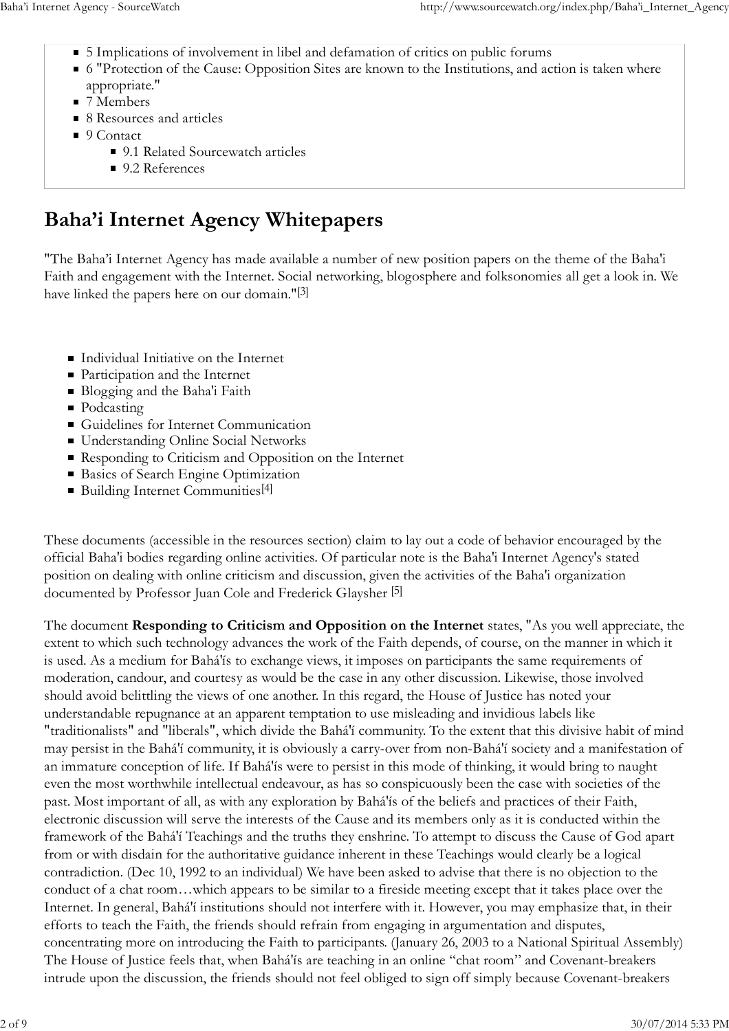- 5 Implications of involvement in libel and defamation of critics on public forums
- 6 "Protection of the Cause: Opposition Sites are known to the Institutions, and action is taken where appropriate."
- 7 Members
- 8 Resources and articles
- 9 Contact
  - 9.1 Related Sourcewatch articles
  - 9.2 References

# Baha'i Internet Agency Whitepapers

"The Baha'i Internet Agency has made available a number of new position papers on the theme of the Baha'i Faith and engagement with the Internet. Social networking, blogosphere and folksonomies all get a look in. We have linked the papers here on our domain."[3]

- Individual Initiative on the Internet
- Participation and the Internet
- Blogging and the Baha'i Faith
- Podcasting
- Guidelines for Internet Communication
- Understanding Online Social Networks
- Responding to Criticism and Opposition on the Internet
- Basics of Search Engine Optimization
- Building Internet Communities[4]

These documents (accessible in the resources section) claim to lay out a code of behavior encouraged by the official Baha'i bodies regarding online activities. Of particular note is the Baha'i Internet Agency's stated position on dealing with online criticism and discussion, given the activities of the Baha'i organization documented by Professor Juan Cole and Frederick Glaysher [5]

The document **Responding to Criticism and Opposition on the Internet** states, "As you well appreciate, the extent to which such technology advances the work of the Faith depends, of course, on the manner in which it is used. As a medium for Bahá'ís to exchange views, it imposes on participants the same requirements of moderation, candour, and courtesy as would be the case in any other discussion. Likewise, those involved should avoid belittling the views of one another. In this regard, the House of Justice has noted your understandable repugnance at an apparent temptation to use misleading and invidious labels like "traditionalists" and "liberals", which divide the Bahá'í community. To the extent that this divisive habit of mind may persist in the Bahá'í community, it is obviously a carry-over from non-Bahá'í society and a manifestation of an immature conception of life. If Bahá'ís were to persist in this mode of thinking, it would bring to naught even the most worthwhile intellectual endeavour, as has so conspicuously been the case with societies of the past. Most important of all, as with any exploration by Bahá'ís of the beliefs and practices of their Faith, electronic discussion will serve the interests of the Cause and its members only as it is conducted within the framework of the Bahá'í Teachings and the truths they enshrine. To attempt to discuss the Cause of God apart from or with disdain for the authoritative guidance inherent in these Teachings would clearly be a logical contradiction. (Dec 10, 1992 to an individual) We have been asked to advise that there is no objection to the conduct of a chat room…which appears to be similar to a fireside meeting except that it takes place over the Internet. In general, Bahá'í institutions should not interfere with it. However, you may emphasize that, in their efforts to teach the Faith, the friends should refrain from engaging in argumentation and disputes, concentrating more on introducing the Faith to participants. (January 26, 2003 to a National Spiritual Assembly) The House of Justice feels that, when Bahá'ís are teaching in an online "chat room" and Covenant-breakers intrude upon the discussion, the friends should not feel obliged to sign off simply because Covenant-breakers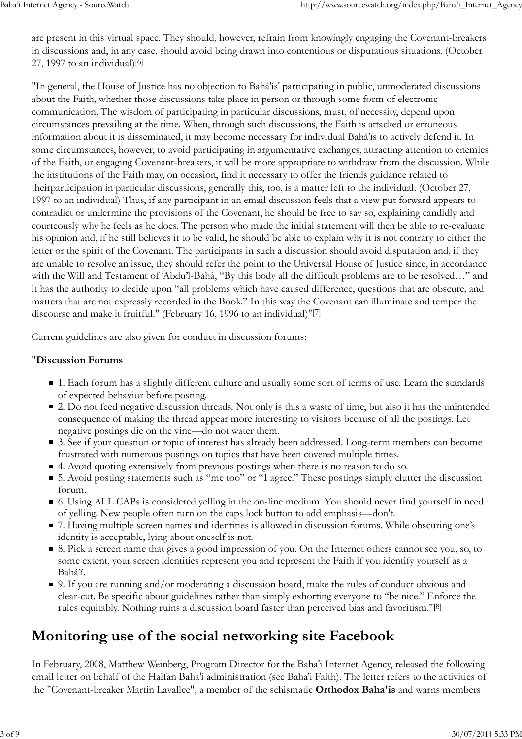are present in this virtual space. They should, however, refrain from knowingly engaging the Covenant-breakers in discussions and, in any case, should avoid being drawn into contentious or disputatious situations. (October 27, 1997 to an individual)[6]

"In general, the House of Justice has no objection to Bahá'ís' participating in public, unmoderated discussions about the Faith, whether those discussions take place in person or through some form of electronic communication. The wisdom of participating in particular discussions, must, of necessity, depend upon circumstances prevailing at the time. When, through such discussions, the Faith is attacked or erroneous information about it is disseminated, it may become necessary for individual Bahá'ís to actively defend it. In some circumstances, however, to avoid participating in argumentative exchanges, attracting attention to enemies of the Faith, or engaging Covenant-breakers, it will be more appropriate to withdraw from the discussion. While the institutions of the Faith may, on occasion, find it necessary to offer the friends guidance related to theirparticipation in particular discussions, generally this, too, is a matter left to the individual. (October 27, 1997 to an individual) Thus, if any participant in an email discussion feels that a view put forward appears to contradict or undermine the provisions of the Covenant, he should be free to say so, explaining candidly and courteously why he feels as he does. The person who made the initial statement will then be able to re-evaluate his opinion and, if he still believes it to be valid, he should be able to explain why it is not contrary to either the letter or the spirit of the Covenant. The participants in such a discussion should avoid disputation and, if they are unable to resolve an issue, they should refer the point to the Universal House of Justice since, in accordance with the Will and Testament of 'Abdu'l-Bahá, "By this body all the difficult problems are to be resolved…" and it has the authority to decide upon "all problems which have caused difference, questions that are obscure, and matters that are not expressly recorded in the Book." In this way the Covenant can illuminate and temper the discourse and make it fruitful." (February 16, 1996 to an individual)"[7]

Current guidelines are also given for conduct in discussion forums:

"**Discussion Forums**

- 1. Each forum has a slightly different culture and usually some sort of terms of use. Learn the standards of expected behavior before posting.
- 2. Do not feed negative discussion threads. Not only is this a waste of time, but also it has the unintended consequence of making the thread appear more interesting to visitors because of all the postings. Let negative postings die on the vine—do not water them.
- 3. See if your question or topic of interest has already been addressed. Long-term members can become frustrated with numerous postings on topics that have been covered multiple times.
- 4. Avoid quoting extensively from previous postings when there is no reason to do so.
- 5. Avoid posting statements such as "me too" or "I agree." These postings simply clutter the discussion forum.
- 6. Using ALL CAPs is considered yelling in the on-line medium. You should never find yourself in need of yelling. New people often turn on the caps lock button to add emphasis—don't.
- 7. Having multiple screen names and identities is allowed in discussion forums. While obscuring one's identity is acceptable, lying about oneself is not.
- 8. Pick a screen name that gives a good impression of you. On the Internet others cannot see you, so, to some extent, your screen identities represent you and represent the Faith if you identify yourself as a Bahá'í.
- 9. If you are running and/or moderating a discussion board, make the rules of conduct obvious and clear-cut. Be specific about guidelines rather than simply exhorting everyone to "be nice." Enforce the rules equitably. Nothing ruins a discussion board faster than perceived bias and favoritism."[8]

## Monitoring use of the social networking site Facebook

In February, 2008, Matthew Weinberg, Program Director for the Baha'i Internet Agency, released the following email letter on behalf of the Haifan Baha'i administration (see Baha'i Faith). The letter refers to the activities of the "Covenant-breaker Martin Lavallee", a member of the schismatic **Orthodox Baha'is** and warns members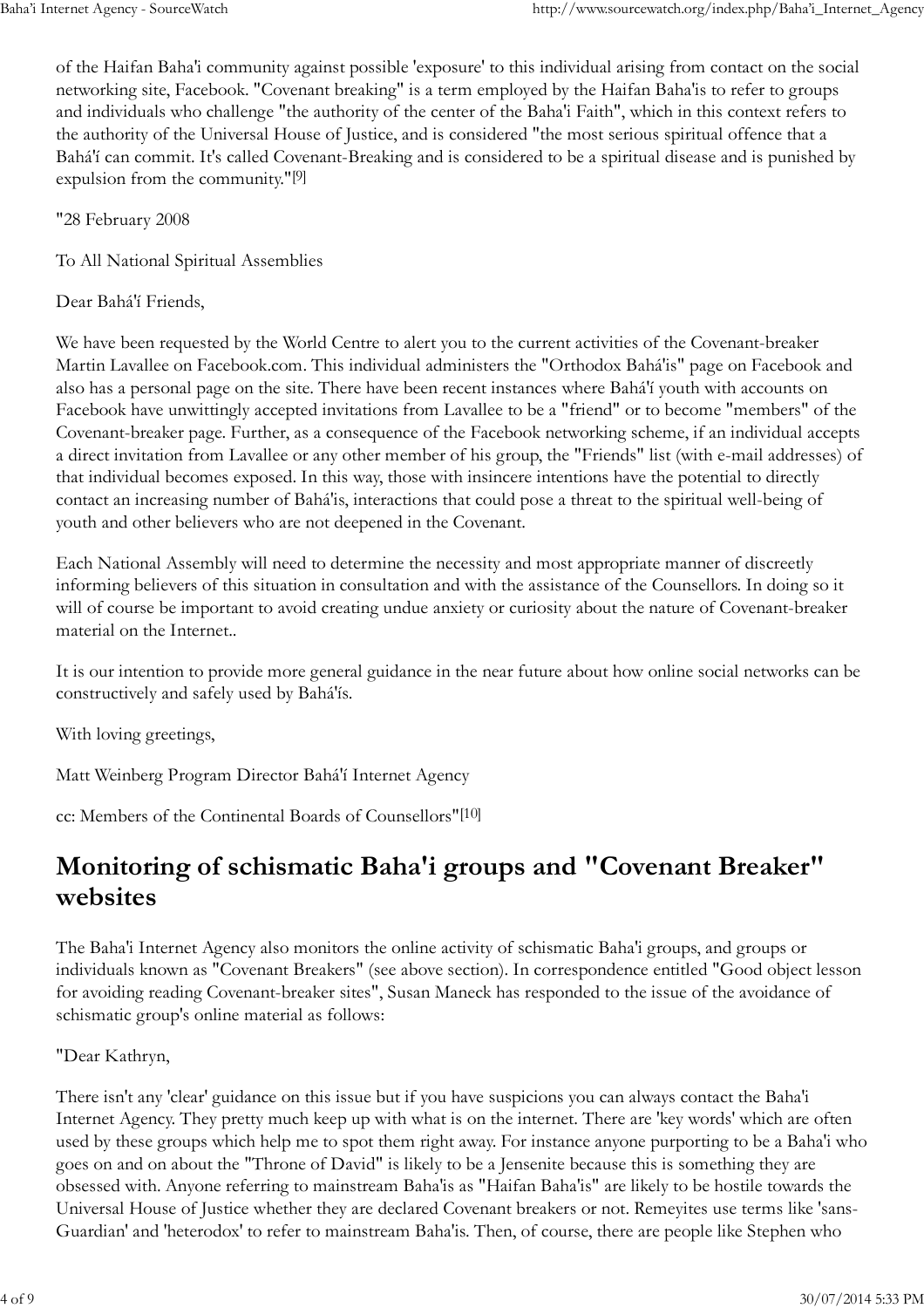of the Haifan Baha'i community against possible 'exposure' to this individual arising from contact on the social networking site, Facebook. "Covenant breaking" is a term employed by the Haifan Baha'is to refer to groups and individuals who challenge "the authority of the center of the Baha'i Faith", which in this context refers to the authority of the Universal House of Justice, and is considered "the most serious spiritual offence that a Bahá'í can commit. It's called Covenant-Breaking and is considered to be a spiritual disease and is punished by expulsion from the community."[9]

"28 February 2008

To All National Spiritual Assemblies

Dear Bahá'í Friends,

We have been requested by the World Centre to alert you to the current activities of the Covenant-breaker Martin Lavallee on Facebook.com. This individual administers the "Orthodox Bahá'ís" page on Facebook and also has a personal page on the site. There have been recent instances where Bahá'í youth with accounts on Facebook have unwittingly accepted invitations from Lavallee to be a "friend" or to become "members" of the Covenant-breaker page. Further, as a consequence of the Facebook networking scheme, if an individual accepts a direct invitation from Lavallee or any other member of his group, the "Friends" list (with e-mail addresses) of that individual becomes exposed. In this way, those with insincere intentions have the potential to directly contact an increasing number of Bahá'ís, interactions that could pose a threat to the spiritual well-being of youth and other believers who are not deepened in the Covenant.

Each National Assembly will need to determine the necessity and most appropriate manner of discreetly informing believers of this situation in consultation and with the assistance of the Counsellors. In doing so it will of course be important to avoid creating undue anxiety or curiosity about the nature of Covenant-breaker material on the Internet..

It is our intention to provide more general guidance in the near future about how online social networks can be constructively and safely used by Bahá'ís.

With loving greetings,

Matt Weinberg Program Director Bahá'í Internet Agency

cc: Members of the Continental Boards of Counsellors"[10]

## Monitoring of schismatic Baha'i groups and "Covenant Breaker" websites

The Baha'i Internet Agency also monitors the online activity of schismatic Baha'i groups, and groups or individuals known as "Covenant Breakers" (see above section). In correspondence entitled "Good object lesson for avoiding reading Covenant-breaker sites", Susan Maneck has responded to the issue of the avoidance of schismatic group's online material as follows:

"Dear Kathryn,

There isn't any 'clear' guidance on this issue but if you have suspicions you can always contact the Baha'i Internet Agency. They pretty much keep up with what is on the internet. There are 'key words' which are often used by these groups which help me to spot them right away. For instance anyone purporting to be a Baha'i who goes on and on about the "Throne of David" is likely to be a Jensenite because this is something they are obsessed with. Anyone referring to mainstream Baha'is as "Haifan Baha'is" are likely to be hostile towards the Universal House of Justice whether they are declared Covenant breakers or not. Remeyites use terms like 'sans-Guardian' and 'heterodox' to refer to mainstream Baha'is. Then, of course, there are people like Stephen who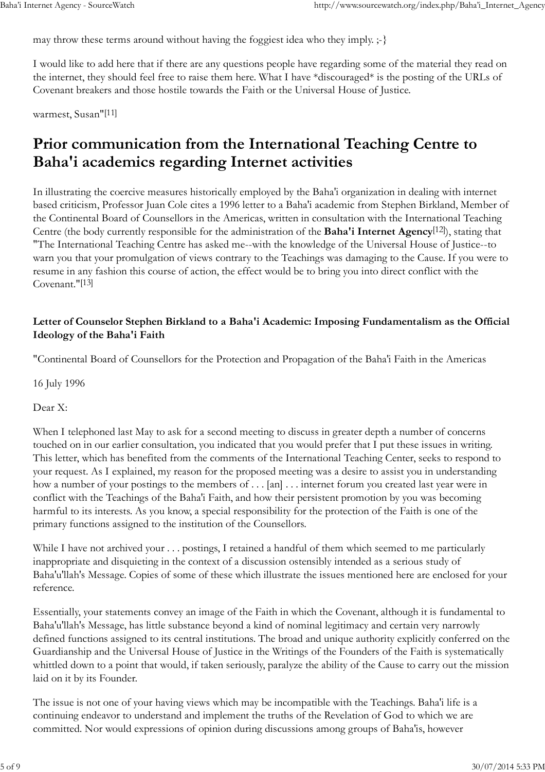may throw these terms around without having the foggiest idea who they imply. ;-}

I would like to add here that if there are any questions people have regarding some of the material they read on the internet, they should feel free to raise them here. What I have *discouraged* is the posting of the URLs of Covenant breakers and those hostile towards the Faith or the Universal House of Justice.

warmest, Susan"[11]

# Prior communication from the International Teaching Centre to Baha'i academics regarding Internet activities

In illustrating the coercive measures historically employed by the Baha'i organization in dealing with internet based criticism, Professor Juan Cole cites a 1996 letter to a Baha'i academic from Stephen Birkland, Member of the Continental Board of Counsellors in the Americas, written in consultation with the International Teaching Centre (the body currently responsible for the administration of the **Baha'i Internet Agency**[12]), stating that "The International Teaching Centre has asked me--with the knowledge of the Universal House of Justice--to warn you that your promulgation of views contrary to the Teachings was damaging to the Cause. If you were to resume in any fashion this course of action, the effect would be to bring you into direct conflict with the Covenant."[13]

### Letter of Counselor Stephen Birkland to a Baha'i Academic: Imposing Fundamentalism as the Official Ideology of the Baha'i Faith

"Continental Board of Counsellors for the Protection and Propagation of the Baha'i Faith in the Americas

16 July 1996

Dear X:

When I telephoned last May to ask for a second meeting to discuss in greater depth a number of concerns touched on in our earlier consultation, you indicated that you would prefer that I put these issues in writing. This letter, which has benefited from the comments of the International Teaching Center, seeks to respond to your request. As I explained, my reason for the proposed meeting was a desire to assist you in understanding how a number of your postings to the members of . . . [an] . . . internet forum you created last year were in conflict with the Teachings of the Baha'i Faith, and how their persistent promotion by you was becoming harmful to its interests. As you know, a special responsibility for the protection of the Faith is one of the primary functions assigned to the institution of the Counsellors.

While I have not archived your . . . postings, I retained a handful of them which seemed to me particularly inappropriate and disquieting in the context of a discussion ostensibly intended as a serious study of Baha'u'llah's Message. Copies of some of these which illustrate the issues mentioned here are enclosed for your reference.

Essentially, your statements convey an image of the Faith in which the Covenant, although it is fundamental to Baha'u'llah's Message, has little substance beyond a kind of nominal legitimacy and certain very narrowly defined functions assigned to its central institutions. The broad and unique authority explicitly conferred on the Guardianship and the Universal House of Justice in the Writings of the Founders of the Faith is systematically whittled down to a point that would, if taken seriously, paralyze the ability of the Cause to carry out the mission laid on it by its Founder.

The issue is not one of your having views which may be incompatible with the Teachings. Baha'i life is a continuing endeavor to understand and implement the truths of the Revelation of God to which we are committed. Nor would expressions of opinion during discussions among groups of Baha'is, however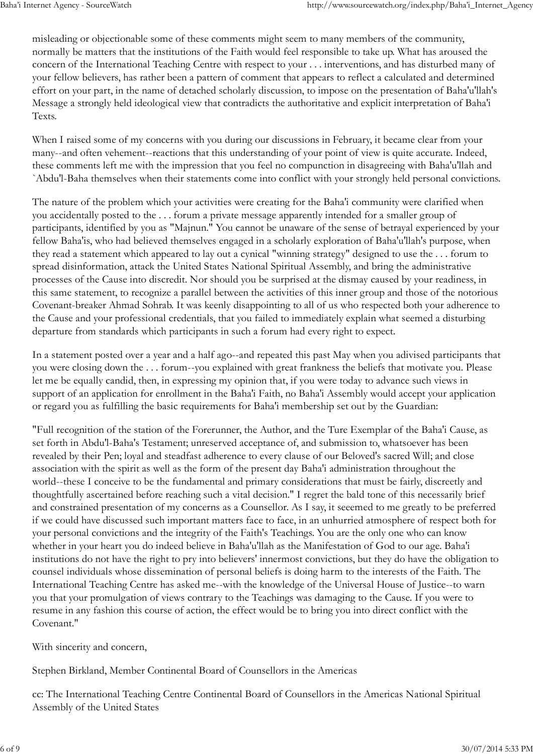misleading or objectionable some of these comments might seem to many members of the community, normally be matters that the institutions of the Faith would feel responsible to take up. What has aroused the concern of the International Teaching Centre with respect to your . . . interventions, and has disturbed many of your fellow believers, has rather been a pattern of comment that appears to reflect a calculated and determined effort on your part, in the name of detached scholarly discussion, to impose on the presentation of Baha'u'llah's Message a strongly held ideological view that contradicts the authoritative and explicit interpretation of Baha'i Texts.

When I raised some of my concerns with you during our discussions in February, it became clear from your many--and often vehement--reactions that this understanding of your point of view is quite accurate. Indeed, these comments left me with the impression that you feel no compunction in disagreeing with Baha'u'llah and `Abdu'l-Baha themselves when their statements come into conflict with your strongly held personal convictions.

The nature of the problem which your activities were creating for the Baha'i community were clarified when you accidentally posted to the . . . forum a private message apparently intended for a smaller group of participants, identified by you as "Majnun." You cannot be unaware of the sense of betrayal experienced by your fellow Baha'is, who had believed themselves engaged in a scholarly exploration of Baha'u'llah's purpose, when they read a statement which appeared to lay out a cynical "winning strategy" designed to use the . . . forum to spread disinformation, attack the United States National Spiritual Assembly, and bring the administrative processes of the Cause into discredit. Nor should you be surprised at the dismay caused by your readiness, in this same statement, to recognize a parallel between the activities of this inner group and those of the notorious Covenant-breaker Ahmad Sohrab. It was keenly disappointing to all of us who respected both your adherence to the Cause and your professional credentials, that you failed to immediately explain what seemed a disturbing departure from standards which participants in such a forum had every right to expect.

In a statement posted over a year and a half ago--and repeated this past May when you adivised participants that you were closing down the . . . forum--you explained with great frankness the beliefs that motivate you. Please let me be equally candid, then, in expressing my opinion that, if you were today to advance such views in support of an application for enrollment in the Baha'i Faith, no Baha'i Assembly would accept your application or regard you as fulfilling the basic requirements for Baha'i membership set out by the Guardian:

"Full recognition of the station of the Forerunner, the Author, and the Ture Exemplar of the Baha'i Cause, as set forth in Abdu'l-Baha's Testament; unreserved acceptance of, and submission to, whatsoever has been revealed by their Pen; loyal and steadfast adherence to every clause of our Beloved's sacred Will; and close association with the spirit as well as the form of the present day Baha'i administration throughout the world--these I conceive to be the fundamental and primary considerations that must be fairly, discreetly and thoughtfully ascertained before reaching such a vital decision." I regret the bald tone of this necessarily brief and constrained presentation of my concerns as a Counsellor. As I say, it seeemed to me greatly to be preferred if we could have discussed such important matters face to face, in an unhurried atmosphere of respect both for your personal convictions and the integrity of the Faith's Teachings. You are the only one who can know whether in your heart you do indeed believe in Baha'u'llah as the Manifestation of God to our age. Baha'i institutions do not have the right to pry into believers' innermost convictions, but they do have the obligation to counsel individuals whose dissemination of personal beliefs is doing harm to the interests of the Faith. The International Teaching Centre has asked me--with the knowledge of the Universal House of Justice--to warn you that your promulgation of views contrary to the Teachings was damaging to the Cause. If you were to resume in any fashion this course of action, the effect would be to bring you into direct conflict with the Covenant."

With sincerity and concern,

Stephen Birkland, Member Continental Board of Counsellors in the Americas

cc: The International Teaching Centre Continental Board of Counsellors in the Americas National Spiritual Assembly of the United States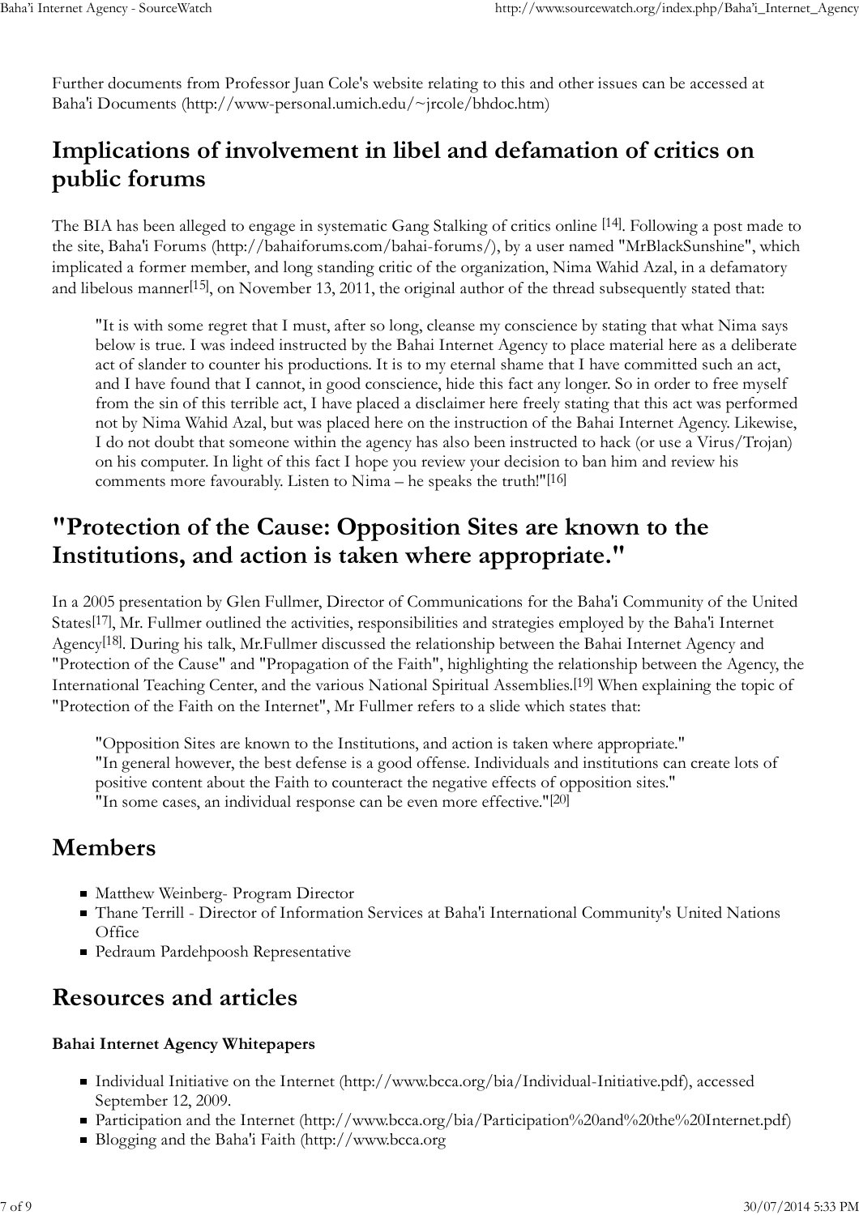Further documents from Professor Juan Cole's website relating to this and other issues can be accessed at Baha'i Documents (http://www-personal.umich.edu/~jrcole/bhdoc.htm)

## Implications of involvement in libel and defamation of critics on public forums

The BIA has been alleged to engage in systematic Gang Stalking of critics online [14]. Following a post made to the site, Baha'i Forums (http://bahaiforums.com/bahai-forums/), by a user named "MrBlackSunshine", which implicated a former member, and long standing critic of the organization, Nima Wahid Azal, in a defamatory and libelous manner[15], on November 13, 2011, the original author of the thread subsequently stated that:

> "It is with some regret that I must, after so long, cleanse my conscience by stating that what Nima says below is true. I was indeed instructed by the Bahai Internet Agency to place material here as a deliberate act of slander to counter his productions. It is to my eternal shame that I have committed such an act, and I have found that I cannot, in good conscience, hide this fact any longer. So in order to free myself from the sin of this terrible act, I have placed a disclaimer here freely stating that this act was performed not by Nima Wahid Azal, but was placed here on the instruction of the Bahai Internet Agency. Likewise, I do not doubt that someone within the agency has also been instructed to hack (or use a Virus/Trojan) on his computer. In light of this fact I hope you review your decision to ban him and review his comments more favourably. Listen to Nima – he speaks the truth!"[16]

## "Protection of the Cause: Opposition Sites are known to the Institutions, and action is taken where appropriate."

In a 2005 presentation by Glen Fullmer, Director of Communications for the Baha'i Community of the United States[17], Mr. Fullmer outlined the activities, responsibilities and strategies employed by the Baha'i Internet Agency[18]. During his talk, Mr.Fullmer discussed the relationship between the Bahai Internet Agency and "Protection of the Cause" and "Propagation of the Faith", highlighting the relationship between the Agency, the International Teaching Center, and the various National Spiritual Assemblies.[19] When explaining the topic of "Protection of the Faith on the Internet", Mr Fullmer refers to a slide which states that:

> "Opposition Sites are known to the Institutions, and action is taken where appropriate."
> "In general however, the best defense is a good offense. Individuals and institutions can create lots of positive content about the Faith to counteract the negative effects of opposition sites."
> "In some cases, an individual response can be even more effective."[20]

## Members

- Matthew Weinberg- Program Director
- Thane Terrill - Director of Information Services at Baha'i International Community's United Nations Office
- Pedraum Pardehpoosh Representative

## Resources and articles

**Bahai Internet Agency Whitepapers**

- Individual Initiative on the Internet (http://www.bcca.org/bia/Individual-Initiative.pdf), accessed September 12, 2009.
- Participation and the Internet (http://www.bcca.org/bia/Participation%20and%20the%20Internet.pdf)
- Blogging and the Baha'i Faith (http://www.bcca.org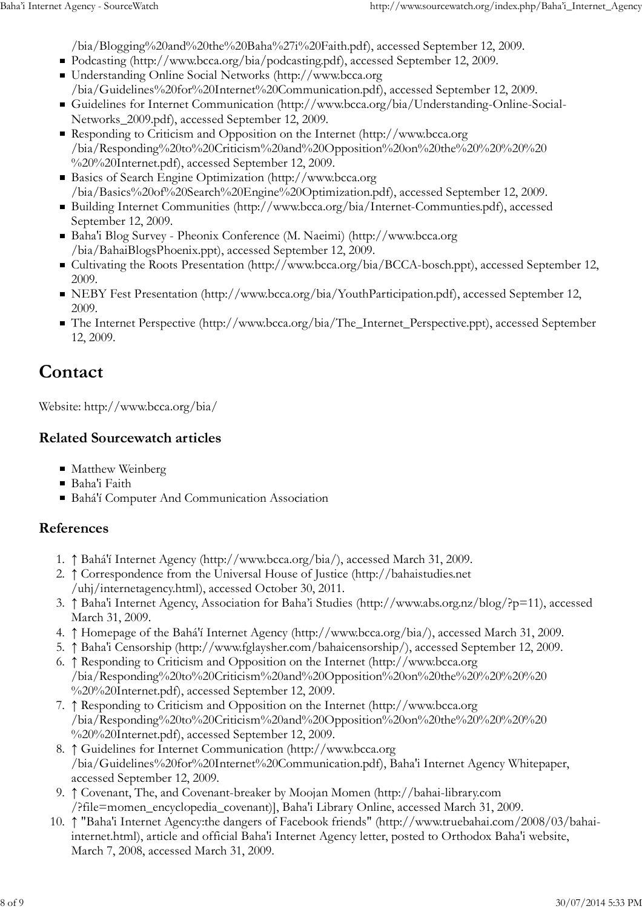/bia/Blogging%20and%20the%20Baha%27i%20Faith.pdf), accessed September 12, 2009.

- Podcasting (http://www.bcca.org/bia/podcasting.pdf), accessed September 12, 2009.
- Understanding Online Social Networks (http://www.bcca.org/bia/Guidelines%20for%20Internet%20Communication.pdf), accessed September 12, 2009.
- Guidelines for Internet Communication (http://www.bcca.org/bia/Understanding-Online-Social-Networks_2009.pdf), accessed September 12, 2009.
- Responding to Criticism and Opposition on the Internet (http://www.bcca.org/bia/Responding%20to%20Criticism%20and%20Opposition%20on%20the%20%20%20%20%20%20Internet.pdf), accessed September 12, 2009.
- Basics of Search Engine Optimization (http://www.bcca.org/bia/Basics%20of%20Search%20Engine%20Optimization.pdf), accessed September 12, 2009.
- Building Internet Communities (http://www.bcca.org/bia/Internet-Communties.pdf), accessed September 12, 2009.
- Baha'i Blog Survey - Pheonix Conference (M. Naeimi) (http://www.bcca.org/bia/BahaiBlogsPhoenix.ppt), accessed September 12, 2009.
- Cultivating the Roots Presentation (http://www.bcca.org/bia/BCCA-bosch.ppt), accessed September 12, 2009.
- NEBY Fest Presentation (http://www.bcca.org/bia/YouthParticipation.pdf), accessed September 12, 2009.
- The Internet Perspective (http://www.bcca.org/bia/The_Internet_Perspective.ppt), accessed September 12, 2009.

# Contact

Website: http://www.bcca.org/bia/

## Related Sourcewatch articles

- Matthew Weinberg
- Baha'i Faith
- Bahá'í Computer And Communication Association

## References

1. ↑ Bahá'í Internet Agency (http://www.bcca.org/bia/), accessed March 31, 2009.
2. ↑ Correspondence from the Universal House of Justice (http://bahaistudies.net/uhj/internetagency.html), accessed October 30, 2011.
3. ↑ Baha'i Internet Agency, Association for Baha'i Studies (http://www.abs.org.nz/blog/?p=11), accessed March 31, 2009.
4. ↑ Homepage of the Bahá'í Internet Agency (http://www.bcca.org/bia/), accessed March 31, 2009.
5. ↑ Baha'i Censorship (http://www.fglaysher.com/bahaicensorship/), accessed September 12, 2009.
6. ↑ Responding to Criticism and Opposition on the Internet (http://www.bcca.org/bia/Responding%20to%20Criticism%20and%20Opposition%20on%20the%20%20%20%20%20%20Internet.pdf), accessed September 12, 2009.
7. ↑ Responding to Criticism and Opposition on the Internet (http://www.bcca.org/bia/Responding%20to%20Criticism%20and%20Opposition%20on%20the%20%20%20%20%20%20Internet.pdf), accessed September 12, 2009.
8. ↑ Guidelines for Internet Communication (http://www.bcca.org/bia/Guidelines%20for%20Internet%20Communication.pdf), Baha'i Internet Agency Whitepaper, accessed September 12, 2009.
9. ↑ Covenant, The, and Covenant-breaker by Moojan Momen (http://bahai-library.com/?file=momen_encyclopedia_covenant)], Baha'i Library Online, accessed March 31, 2009.
10. ↑ "Baha'i Internet Agency:the dangers of Facebook friends" (http://www.truebahai.com/2008/03/bahai-internet.html), article and official Baha'i Internet Agency letter, posted to Orthodox Baha'i website, March 7, 2008, accessed March 31, 2009.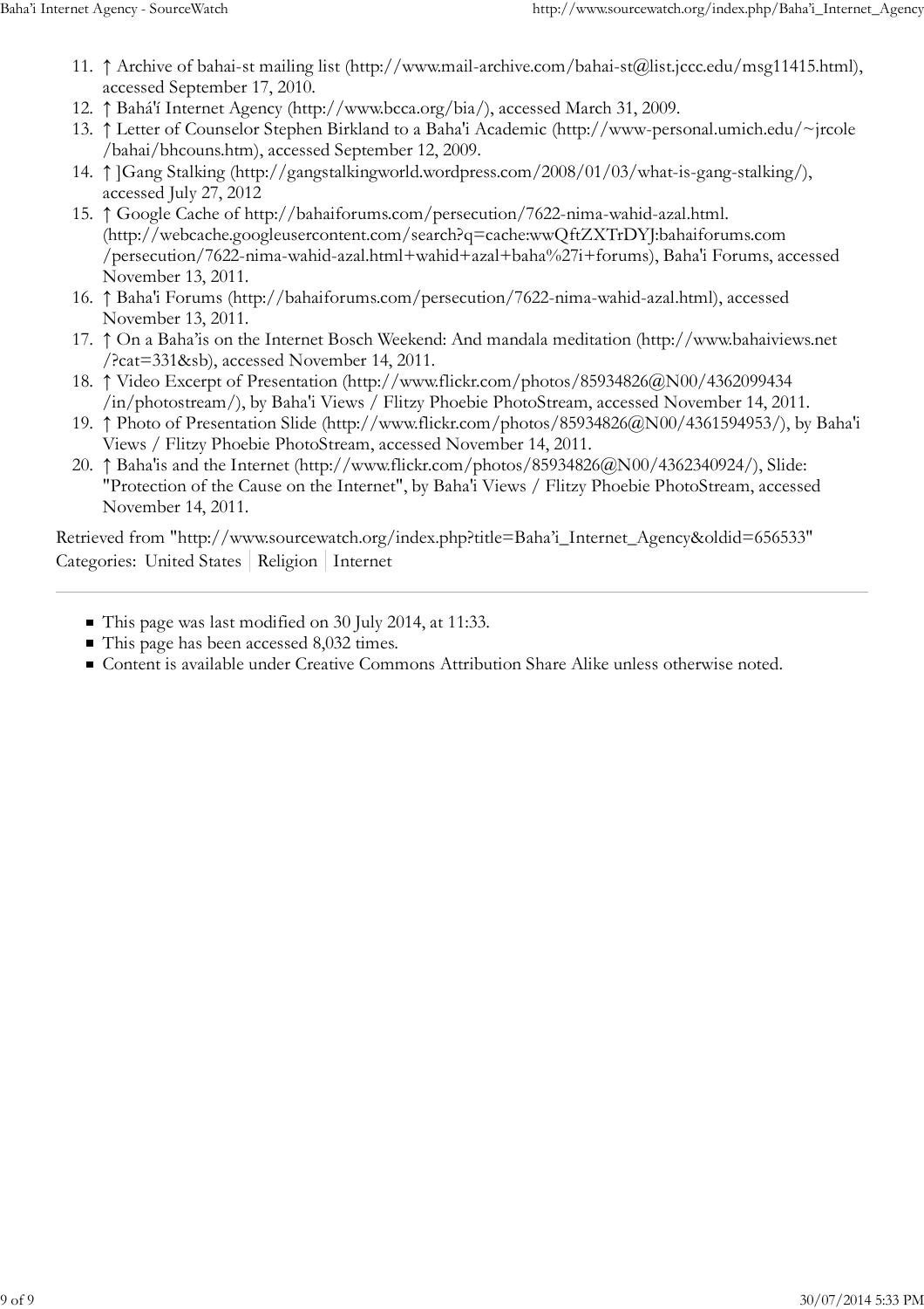11. ↑ Archive of bahai-st mailing list (http://www.mail-archive.com/bahai-st@list.jccc.edu/msg11415.html), accessed September 17, 2010.
12. ↑ Bahá'í Internet Agency (http://www.bcca.org/bia/), accessed March 31, 2009.
13. ↑ Letter of Counselor Stephen Birkland to a Baha'i Academic (http://www-personal.umich.edu/~jrcole/bahai/bhcouns.htm), accessed September 12, 2009.
14. ↑ ]Gang Stalking (http://gangstalkingworld.wordpress.com/2008/01/03/what-is-gang-stalking/), accessed July 27, 2012
15. ↑ Google Cache of http://bahaiforums.com/persecution/7622-nima-wahid-azal.html. (http://webcache.googleusercontent.com/search?q=cache:wwQftZXTrDYJ:bahaiforums.com/persecution/7622-nima-wahid-azal.html+wahid+azal+baha%27i+forums), Baha'i Forums, accessed November 13, 2011.
16. ↑ Baha'i Forums (http://bahaiforums.com/persecution/7622-nima-wahid-azal.html), accessed November 13, 2011.
17. ↑ On a Baha'is on the Internet Bosch Weekend: And mandala meditation (http://www.bahaiviews.net/?cat=331&sb), accessed November 14, 2011.
18. ↑ Video Excerpt of Presentation (http://www.flickr.com/photos/85934826@N00/4362099434/in/photostream/), by Baha'i Views / Flitzy Phoebie PhotoStream, accessed November 14, 2011.
19. ↑ Photo of Presentation Slide (http://www.flickr.com/photos/85934826@N00/4361594953/), by Baha'i Views / Flitzy Phoebie PhotoStream, accessed November 14, 2011.
20. ↑ Baha'is and the Internet (http://www.flickr.com/photos/85934826@N00/4362340924/), Slide: "Protection of the Cause on the Internet", by Baha'i Views / Flitzy Phoebie PhotoStream, accessed November 14, 2011.

Retrieved from "http://www.sourcewatch.org/index.php?title=Baha'i_Internet_Agency&oldid=656533"

Categories: United States | Religion | Internet

---

- This page was last modified on 30 July 2014, at 11:33.
- This page has been accessed 8,032 times.
- Content is available under Creative Commons Attribution Share Alike unless otherwise noted.